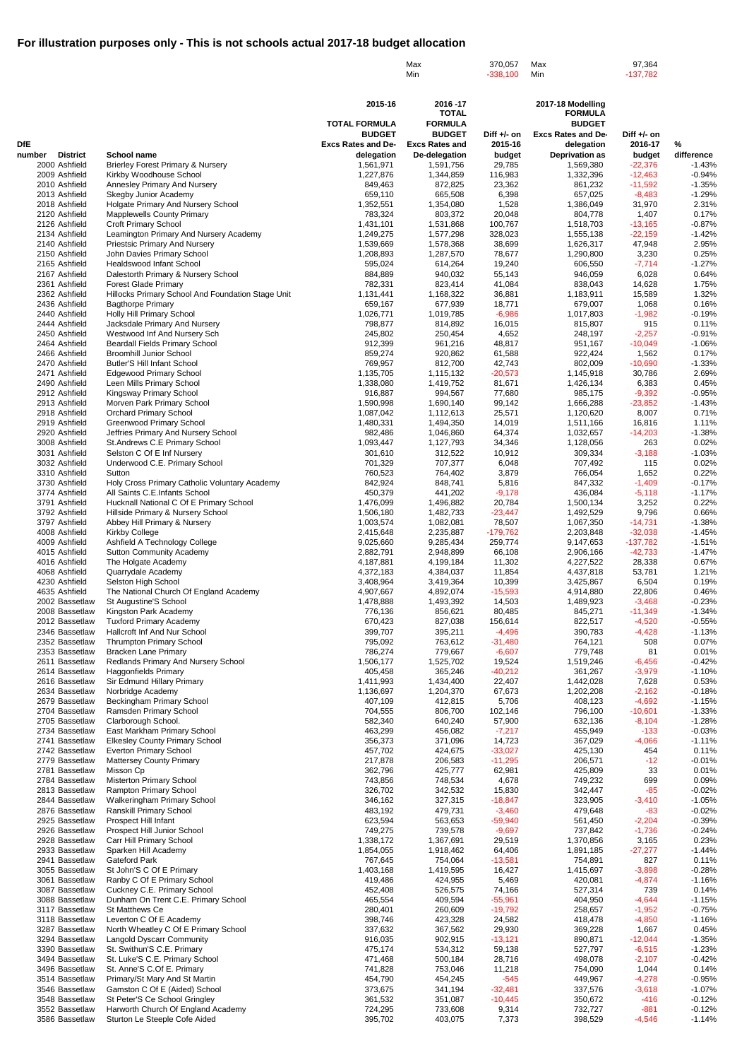# For illustration purposes only - This is not schools actual 2017-18 budget allocation

| | Max | 370,057 | Max | 97,364 |
|---|---|---|---|---|
| | Min | -338,100 | Min | -137,782 |

| DfE number | District | School name | 2015-16 TOTAL FORMULA BUDGET Excs Rates and De-delegation | 2016 -17 TOTAL FORMULA BUDGET Excs Rates and De-delegation | Diff +/- on 2015-16 budget | 2017-18 Modelling FORMULA BUDGET Excs Rates and De-Deprivation as | Diff +/- on 2016-17 budget | % difference |
|---|---|---|---|---|---|---|---|---|
| 2000 | Ashfield | Brierley Forest Primary & Nursery | 1,561,971 | 1,591,756 | 29,785 | 1,569,380 | -22,376 | -1.43% |
| 2009 | Ashfield | Kirkby Woodhouse School | 1,227,876 | 1,344,859 | 116,983 | 1,332,396 | -12,463 | -0.94% |
| 2010 | Ashfield | Annesley Primary And Nursery | 849,463 | 872,825 | 23,362 | 861,232 | -11,592 | -1.35% |
| 2013 | Ashfield | Skegby Junior Academy | 659,110 | 665,508 | 6,398 | 657,025 | -8,483 | -1.29% |
| 2018 | Ashfield | Holgate Primary And Nursery School | 1,352,551 | 1,354,080 | 1,528 | 1,386,049 | 31,970 | 2.31% |
| 2120 | Ashfield | Mapplewells County Primary | 783,324 | 803,372 | 20,048 | 804,778 | 1,407 | 0.17% |
| 2126 | Ashfield | Croft Primary School | 1,431,101 | 1,531,868 | 100,767 | 1,518,703 | -13,165 | -0.87% |
| 2134 | Ashfield | Leamington Primary And Nursery Academy | 1,249,275 | 1,577,298 | 328,023 | 1,555,138 | -22,159 | -1.42% |
| 2140 | Ashfield | Priestsic Primary And Nursery | 1,539,669 | 1,578,368 | 38,699 | 1,626,317 | 47,948 | 2.95% |
| 2150 | Ashfield | John Davies Primary School | 1,208,893 | 1,287,570 | 78,677 | 1,290,800 | 3,230 | 0.25% |
| 2165 | Ashfield | Healdswood Infant School | 595,024 | 614,264 | 19,240 | 606,550 | -7,714 | -1.27% |
| 2167 | Ashfield | Dalestorth Primary & Nursery School | 884,889 | 940,032 | 55,143 | 946,059 | 6,028 | 0.64% |
| 2361 | Ashfield | Forest Glade Primary | 782,331 | 823,414 | 41,084 | 838,043 | 14,628 | 1.75% |
| 2362 | Ashfield | Hillocks Primary School And Foundation Stage Unit | 1,131,441 | 1,168,322 | 36,881 | 1,183,911 | 15,589 | 1.32% |
| 2436 | Ashfield | Bagthorpe Primary | 659,167 | 677,939 | 18,771 | 679,007 | 1,068 | 0.16% |
| 2440 | Ashfield | Holly Hill Primary School | 1,026,771 | 1,019,785 | -6,986 | 1,017,803 | -1,982 | -0.19% |
| 2444 | Ashfield | Jacksdale Primary And Nursery | 798,877 | 814,892 | 16,015 | 815,807 | 915 | 0.11% |
| 2450 | Ashfield | Westwood Inf And Nursery Sch | 245,802 | 250,454 | 4,652 | 248,197 | -2,257 | -0.91% |
| 2464 | Ashfield | Beardall Fields Primary School | 912,399 | 961,216 | 48,817 | 951,167 | -10,049 | -1.06% |
| 2466 | Ashfield | Broomhill Junior School | 859,274 | 920,862 | 61,588 | 922,424 | 1,562 | 0.17% |
| 2470 | Ashfield | Butler'S Hill Infant School | 769,957 | 812,700 | 42,743 | 802,009 | -10,690 | -1.33% |
| 2471 | Ashfield | Edgewood Primary School | 1,135,705 | 1,115,132 | -20,573 | 1,145,918 | 30,786 | 2.69% |
| 2490 | Ashfield | Leen Mills Primary School | 1,338,080 | 1,419,752 | 81,671 | 1,426,134 | 6,383 | 0.45% |
| 2912 | Ashfield | Kingsway Primary School | 916,887 | 994,567 | 77,680 | 985,175 | -9,392 | -0.95% |
| 2913 | Ashfield | Morven Park Primary School | 1,590,998 | 1,690,140 | 99,142 | 1,666,288 | -23,852 | -1.43% |
| 2918 | Ashfield | Orchard Primary School | 1,087,042 | 1,112,613 | 25,571 | 1,120,620 | 8,007 | 0.71% |
| 2919 | Ashfield | Greenwood Primary School | 1,480,331 | 1,494,350 | 14,019 | 1,511,166 | 16,816 | 1.11% |
| 2920 | Ashfield | Jeffries Primary And Nursery School | 982,486 | 1,046,860 | 64,374 | 1,032,657 | -14,203 | -1.38% |
| 3008 | Ashfield | St.Andrews C.E Primary School | 1,093,447 | 1,127,793 | 34,346 | 1,128,056 | 263 | 0.02% |
| 3031 | Ashfield | Selston C Of E Inf Nursery | 301,610 | 312,522 | 10,912 | 309,334 | -3,188 | -1.03% |
| 3032 | Ashfield | Underwood C.E. Primary School | 701,329 | 707,377 | 6,048 | 707,492 | 115 | 0.02% |
| 3310 | Ashfield | Sutton | 760,523 | 764,402 | 3,879 | 766,054 | 1,652 | 0.22% |
| 3730 | Ashfield | Holy Cross Primary Catholic Voluntary Academy | 842,924 | 848,741 | 5,816 | 847,332 | -1,409 | -0.17% |
| 3774 | Ashfield | All Saints C.E.Infants School | 450,379 | 441,202 | -9,178 | 436,084 | -5,118 | -1.17% |
| 3791 | Ashfield | Hucknall National C Of E Primary School | 1,476,099 | 1,496,882 | 20,784 | 1,500,134 | 3,252 | 0.22% |
| 3792 | Ashfield | Hillside Primary & Nursery School | 1,506,180 | 1,482,733 | -23,447 | 1,492,529 | 9,796 | 0.66% |
| 3797 | Ashfield | Abbey Hill Primary & Nursery | 1,003,574 | 1,082,081 | 78,507 | 1,067,350 | -14,731 | -1.38% |
| 4008 | Ashfield | Kirkby College | 2,415,648 | 2,235,887 | -179,762 | 2,203,848 | -32,038 | -1.45% |
| 4009 | Ashfield | Ashfield A Technology College | 9,025,660 | 9,285,434 | 259,774 | 9,147,653 | -137,782 | -1.51% |
| 4015 | Ashfield | Sutton Community Academy | 2,882,791 | 2,948,899 | 66,108 | 2,906,166 | -42,733 | -1.47% |
| 4016 | Ashfield | The Holgate Academy | 4,187,881 | 4,199,184 | 11,302 | 4,227,522 | 28,338 | 0.67% |
| 4068 | Ashfield | Quarrydale Academy | 4,372,183 | 4,384,037 | 11,854 | 4,437,818 | 53,781 | 1.21% |
| 4230 | Ashfield | Selston High School | 3,408,964 | 3,419,364 | 10,399 | 3,425,867 | 6,504 | 0.19% |
| 4635 | Ashfield | The National Church Of England Academy | 4,907,667 | 4,892,074 | -15,593 | 4,914,880 | 22,806 | 0.46% |
| 2002 | Bassetlaw | St Augustine'S School | 1,478,888 | 1,493,392 | 14,503 | 1,489,923 | -3,468 | -0.23% |
| 2008 | Bassetlaw | Kingston Park Academy | 776,136 | 856,621 | 80,485 | 845,271 | -11,349 | -1.34% |
| 2012 | Bassetlaw | Tuxford Primary Academy | 670,423 | 827,038 | 156,614 | 822,517 | -4,520 | -0.55% |
| 2346 | Bassetlaw | Hallcroft Inf And Nur School | 399,707 | 395,211 | -4,496 | 390,783 | -4,428 | -1.13% |
| 2352 | Bassetlaw | Thrumpton Primary School | 795,092 | 763,612 | -31,480 | 764,121 | 508 | 0.07% |
| 2353 | Bassetlaw | Bracken Lane Primary | 786,274 | 779,667 | -6,607 | 779,748 | 81 | 0.01% |
| 2611 | Bassetlaw | Redlands Primary And Nursery School | 1,506,177 | 1,525,702 | 19,524 | 1,519,246 | -6,456 | -0.42% |
| 2614 | Bassetlaw | Haggonfields Primary | 405,458 | 365,246 | -40,212 | 361,267 | -3,979 | -1.10% |
| 2616 | Bassetlaw | Sir Edmund Hillary Primary | 1,411,993 | 1,434,400 | 22,407 | 1,442,028 | 7,628 | 0.53% |
| 2634 | Bassetlaw | Norbridge Academy | 1,136,697 | 1,204,370 | 67,673 | 1,202,208 | -2,162 | -0.18% |
| 2679 | Bassetlaw | Beckingham Primary School | 407,109 | 412,815 | 5,706 | 408,123 | -4,692 | -1.15% |
| 2704 | Bassetlaw | Ramsden Primary School | 704,555 | 806,700 | 102,146 | 796,100 | -10,601 | -1.33% |
| 2705 | Bassetlaw | Clarborough School. | 582,340 | 640,240 | 57,900 | 632,136 | -8,104 | -1.28% |
| 2734 | Bassetlaw | East Markham Primary School | 463,299 | 456,082 | -7,217 | 455,949 | -133 | -0.03% |
| 2741 | Bassetlaw | Elkesley County Primary School | 356,373 | 371,096 | 14,723 | 367,029 | -4,066 | -1.11% |
| 2742 | Bassetlaw | Everton Primary School | 457,702 | 424,675 | -33,027 | 425,130 | 454 | 0.11% |
| 2779 | Bassetlaw | Mattersey County Primary | 217,878 | 206,583 | -11,295 | 206,571 | -12 | -0.01% |
| 2781 | Bassetlaw | Misson Cp | 362,796 | 425,777 | 62,981 | 425,809 | 33 | 0.01% |
| 2784 | Bassetlaw | Misterton Primary School | 743,856 | 748,534 | 4,678 | 749,232 | 699 | 0.09% |
| 2813 | Bassetlaw | Rampton Primary School | 326,702 | 342,532 | 15,830 | 342,447 | -85 | -0.02% |
| 2844 | Bassetlaw | Walkeringham Primary School | 346,162 | 327,315 | -18,847 | 323,905 | -3,410 | -1.05% |
| 2876 | Bassetlaw | Ranskill Primary School | 483,192 | 479,731 | -3,460 | 479,648 | -83 | -0.02% |
| 2925 | Bassetlaw | Prospect Hill Infant | 623,594 | 563,653 | -59,940 | 561,450 | -2,204 | -0.39% |
| 2926 | Bassetlaw | Prospect Hill Junior School | 749,275 | 739,578 | -9,697 | 737,842 | -1,736 | -0.24% |
| 2928 | Bassetlaw | Carr Hill Primary School | 1,338,172 | 1,367,691 | 29,519 | 1,370,856 | 3,165 | 0.23% |
| 2933 | Bassetlaw | Sparken Hill Academy | 1,854,055 | 1,918,462 | 64,406 | 1,891,185 | -27,277 | -1.44% |
| 2941 | Bassetlaw | Gateford Park | 767,645 | 754,064 | -13,581 | 754,891 | 827 | 0.11% |
| 3055 | Bassetlaw | St John'S C Of E Primary | 1,403,168 | 1,419,595 | 16,427 | 1,415,697 | -3,898 | -0.28% |
| 3061 | Bassetlaw | Ranby C Of E Primary School | 419,486 | 424,955 | 5,469 | 420,081 | -4,874 | -1.16% |
| 3087 | Bassetlaw | Cuckney C.E. Primary School | 452,408 | 526,575 | 74,166 | 527,314 | 739 | 0.14% |
| 3088 | Bassetlaw | Dunham On Trent C.E. Primary School | 465,554 | 409,594 | -55,961 | 404,950 | -4,644 | -1.15% |
| 3117 | Bassetlaw | St Matthews Ce | 280,401 | 260,609 | -19,792 | 258,657 | -1,952 | -0.75% |
| 3118 | Bassetlaw | Leverton C Of E Academy | 398,746 | 423,328 | 24,582 | 418,478 | -4,850 | -1.16% |
| 3287 | Bassetlaw | North Wheatley C Of E Primary School | 337,632 | 367,562 | 29,930 | 369,228 | 1,667 | 0.45% |
| 3294 | Bassetlaw | Langold Dyscarr Community | 916,035 | 902,915 | -13,121 | 890,871 | -12,044 | -1.35% |
| 3390 | Bassetlaw | St. Swithun'S C.E. Primary | 475,174 | 534,312 | 59,138 | 527,797 | -6,515 | -1.23% |
| 3494 | Bassetlaw | St. Luke'S C.E. Primary School | 471,468 | 500,184 | 28,716 | 498,078 | -2,107 | -0.42% |
| 3496 | Bassetlaw | St. Anne'S C.Of E. Primary | 741,828 | 753,046 | 11,218 | 754,090 | 1,044 | 0.14% |
| 3514 | Bassetlaw | Primary/St Mary And St Martin | 454,790 | 454,245 | -545 | 449,967 | -4,278 | -0.95% |
| 3546 | Bassetlaw | Gamston C Of E (Aided) School | 373,675 | 341,194 | -32,481 | 337,576 | -3,618 | -1.07% |
| 3548 | Bassetlaw | St Peter'S Ce School Gringley | 361,532 | 351,087 | -10,445 | 350,672 | -416 | -0.12% |
| 3552 | Bassetlaw | Harworth Church Of England Academy | 724,295 | 733,608 | 9,314 | 732,727 | -881 | -0.12% |
| 3586 | Bassetlaw | Sturton Le Steeple Cofe Aided | 395,702 | 403,075 | 7,373 | 398,529 | -4,546 | -1.14% |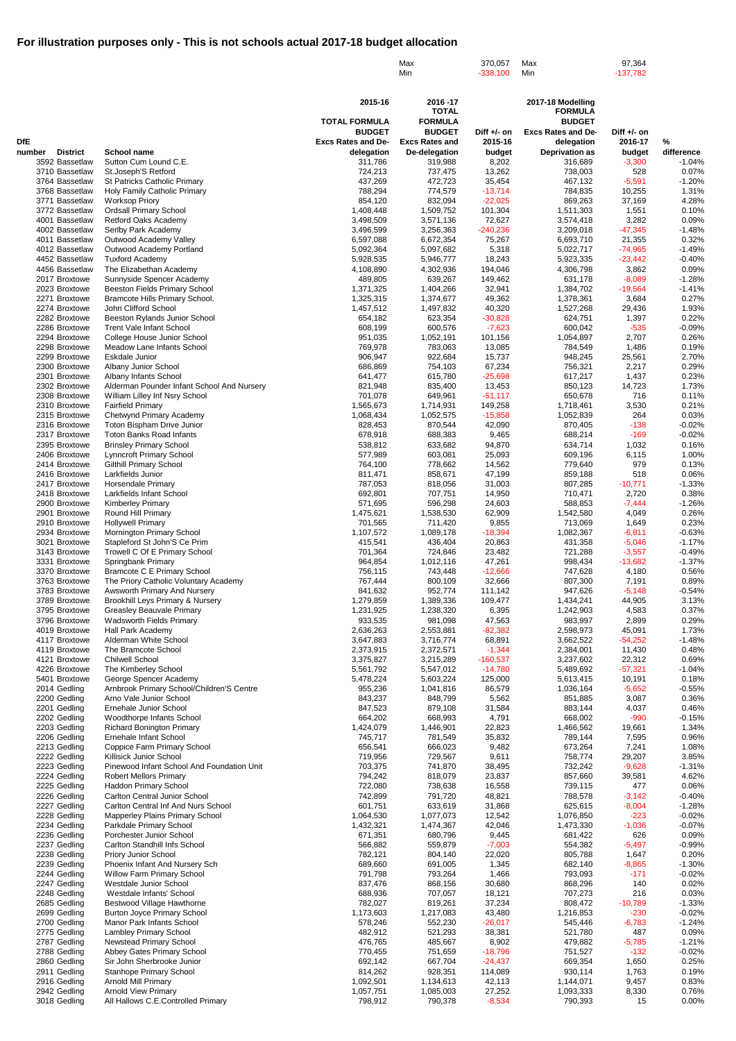# For illustration purposes only - This is not schools actual 2017-18 budget allocation

| | | | | Max | 370,057 | Max | 97,364 | |
|---|---|---|---|---|---|---|---|---|
| | | | | Min | -338,100 | Min | -137,782 | |

| DfE number | District | School name | 2015-16 TOTAL FORMULA BUDGET Excs Rates and De-delegation | 2016 -17 TOTAL FORMULA BUDGET Excs Rates and De-Delegation | Diff +/- on 2015-16 budget | 2017-18 Modelling FORMULA BUDGET Excs Rates and De-Deprivation as | Diff +/- on 2016-17 budget | % difference |
|---|---|---|---|---|---|---|---|---|
| 3592 | Bassetlaw | Sutton Cum Lound C.E. | 311,786 | 319,988 | 8,202 | 316,689 | -3,300 | -1.04% |
| 3710 | Bassetlaw | St.Joseph'S Retford | 724,213 | 737,475 | 13,262 | 738,003 | 528 | 0.07% |
| 3764 | Bassetlaw | St Patricks Catholic Primary | 437,269 | 472,723 | 35,454 | 467,132 | -5,591 | -1.20% |
| 3768 | Bassetlaw | Holy Family Catholic Primary | 788,294 | 774,579 | -13,714 | 784,835 | 10,255 | 1.31% |
| 3771 | Bassetlaw | Worksop Priory | 854,120 | 832,094 | -22,025 | 869,263 | 37,169 | 4.28% |
| 3772 | Bassetlaw | Ordsall Primary School | 1,408,448 | 1,509,752 | 101,304 | 1,511,303 | 1,551 | 0.10% |
| 4001 | Bassetlaw | Retford Oaks Academy | 3,498,509 | 3,571,136 | 72,627 | 3,574,418 | 3,282 | 0.09% |
| 4002 | Bassetlaw | Serlby Park Academy | 3,496,599 | 3,256,363 | -240,236 | 3,209,018 | -47,345 | -1.48% |
| 4011 | Bassetlaw | Outwood Academy Valley | 6,597,088 | 6,672,354 | 75,267 | 6,693,710 | 21,355 | 0.32% |
| 4012 | Bassetlaw | Outwood Academy Portland | 5,092,364 | 5,097,682 | 5,318 | 5,022,717 | -74,965 | -1.49% |
| 4452 | Bassetlaw | Tuxford Academy | 5,928,535 | 5,946,777 | 18,243 | 5,923,335 | -23,442 | -0.40% |
| 4456 | Bassetlaw | The Elizabethan Academy | 4,108,890 | 4,302,936 | 194,046 | 4,306,798 | 3,862 | 0.09% |
| 2017 | Broxtowe | Sunnyside Spencer Academy | 489,805 | 639,267 | 149,462 | 631,178 | -8,089 | -1.28% |
| 2023 | Broxtowe | Beeston Fields Primary School | 1,371,325 | 1,404,266 | 32,941 | 1,384,702 | -19,564 | -1.41% |
| 2271 | Broxtowe | Bramcote Hills Primary School. | 1,325,315 | 1,374,677 | 49,362 | 1,378,361 | 3,684 | 0.27% |
| 2274 | Broxtowe | John Clifford School | 1,457,512 | 1,497,832 | 40,320 | 1,527,268 | 29,436 | 1.93% |
| 2282 | Broxtowe | Beeston Rylands Junior School | 654,182 | 623,354 | -30,828 | 624,751 | 1,397 | 0.22% |
| 2286 | Broxtowe | Trent Vale Infant School | 608,199 | 600,576 | -7,623 | 600,042 | -535 | -0.09% |
| 2294 | Broxtowe | College House Junior School | 951,035 | 1,052,191 | 101,156 | 1,054,897 | 2,707 | 0.26% |
| 2298 | Broxtowe | Meadow Lane Infants School | 769,978 | 783,063 | 13,085 | 784,549 | 1,486 | 0.19% |
| 2299 | Broxtowe | Eskdale Junior | 906,947 | 922,684 | 15,737 | 948,245 | 25,561 | 2.70% |
| 2300 | Broxtowe | Albany Junior School | 686,869 | 754,103 | 67,234 | 756,321 | 2,217 | 0.29% |
| 2301 | Broxtowe | Albany Infants School | 641,477 | 615,780 | -25,698 | 617,217 | 1,437 | 0.23% |
| 2302 | Broxtowe | Alderman Pounder Infant School And Nursery | 821,948 | 835,400 | 13,453 | 850,123 | 14,723 | 1.73% |
| 2308 | Broxtowe | William Lilley Inf Nsry School | 701,078 | 649,961 | -51,117 | 650,678 | 716 | 0.11% |
| 2310 | Broxtowe | Fairfield Primary | 1,565,673 | 1,714,931 | 149,258 | 1,718,461 | 3,530 | 0.21% |
| 2315 | Broxtowe | Chetwynd Primary Academy | 1,068,434 | 1,052,575 | -15,858 | 1,052,839 | 264 | 0.03% |
| 2316 | Broxtowe | Toton Bispham Drive Junior | 828,453 | 870,544 | 42,090 | 870,405 | -138 | -0.02% |
| 2317 | Broxtowe | Toton Banks Road Infants | 678,918 | 688,383 | 9,465 | 688,214 | -169 | -0.02% |
| 2395 | Broxtowe | Brinsley Primary School | 538,812 | 633,682 | 94,870 | 634,714 | 1,032 | 0.16% |
| 2406 | Broxtowe | Lynncroft Primary School | 577,989 | 603,081 | 25,093 | 609,196 | 6,115 | 1.00% |
| 2414 | Broxtowe | Gilthill Primary School | 764,100 | 778,662 | 14,562 | 779,640 | 979 | 0.13% |
| 2416 | Broxtowe | Larkfields Junior | 811,471 | 858,671 | 47,199 | 859,188 | 518 | 0.06% |
| 2417 | Broxtowe | Horsendale Primary | 787,053 | 818,056 | 31,003 | 807,285 | -10,771 | -1.33% |
| 2418 | Broxtowe | Larkfields Infant School | 692,801 | 707,751 | 14,950 | 710,471 | 2,720 | 0.38% |
| 2900 | Broxtowe | Kimberley Primary | 571,695 | 596,298 | 24,603 | 588,853 | -7,444 | -1.26% |
| 2901 | Broxtowe | Round Hill Primary | 1,475,621 | 1,538,530 | 62,909 | 1,542,580 | 4,049 | 0.26% |
| 2910 | Broxtowe | Hollywell Primary | 701,565 | 711,420 | 9,855 | 713,069 | 1,649 | 0.23% |
| 2934 | Broxtowe | Mornington Primary School | 1,107,572 | 1,089,178 | -18,394 | 1,082,367 | -6,811 | -0.63% |
| 3021 | Broxtowe | Stapleford St John'S Ce Prim | 415,541 | 436,404 | 20,863 | 431,358 | -5,046 | -1.17% |
| 3143 | Broxtowe | Trowell C Of E Primary School | 701,364 | 724,846 | 23,482 | 721,288 | -3,557 | -0.49% |
| 3331 | Broxtowe | Springbank Primary | 964,854 | 1,012,116 | 47,261 | 998,434 | -13,682 | -1.37% |
| 3370 | Broxtowe | Bramcote C E Primary School | 756,115 | 743,448 | -12,666 | 747,628 | 4,180 | 0.56% |
| 3763 | Broxtowe | The Priory Catholic Voluntary Academy | 767,444 | 800,109 | 32,666 | 807,300 | 7,191 | 0.89% |
| 3783 | Broxtowe | Awsworth Primary And Nursery | 841,632 | 952,774 | 111,142 | 947,626 | -5,148 | -0.54% |
| 3789 | Broxtowe | Brookhill Leys Primary & Nursery | 1,279,859 | 1,389,336 | 109,477 | 1,434,241 | 44,905 | 3.13% |
| 3795 | Broxtowe | Greasley Beauvale Primary | 1,231,925 | 1,238,320 | 6,395 | 1,242,903 | 4,583 | 0.37% |
| 3796 | Broxtowe | Wadsworth Fields Primary | 933,535 | 981,098 | 47,563 | 983,997 | 2,899 | 0.29% |
| 4019 | Broxtowe | Hall Park Academy | 2,636,263 | 2,553,881 | -82,382 | 2,598,973 | 45,091 | 1.73% |
| 4117 | Broxtowe | Alderman White School | 3,647,883 | 3,716,774 | 68,891 | 3,662,522 | -54,252 | -1.48% |
| 4119 | Broxtowe | The Bramcote School | 2,373,915 | 2,372,571 | -1,344 | 2,384,001 | 11,430 | 0.48% |
| 4121 | Broxtowe | Chilwell School | 3,375,827 | 3,215,289 | -160,537 | 3,237,602 | 22,312 | 0.69% |
| 4226 | Broxtowe | The Kimberley School | 5,561,792 | 5,547,012 | -14,780 | 5,489,692 | -57,321 | -1.04% |
| 5401 | Broxtowe | George Spencer Academy | 5,478,224 | 5,603,224 | 125,000 | 5,613,415 | 10,191 | 0.18% |
| 2014 | Gedling | Arnbrook Primary School/Children'S Centre | 955,236 | 1,041,816 | 86,579 | 1,036,164 | -5,652 | -0.55% |
| 2200 | Gedling | Arno Vale Junior School | 843,237 | 848,799 | 5,562 | 851,885 | 3,087 | 0.36% |
| 2201 | Gedling | Ernehale Junior School | 847,523 | 879,108 | 31,584 | 883,144 | 4,037 | 0.46% |
| 2202 | Gedling | Woodthorpe Infants School | 664,202 | 668,993 | 4,791 | 668,002 | -990 | -0.15% |
| 2203 | Gedling | Richard Bonington Primary | 1,424,079 | 1,446,901 | 22,823 | 1,466,562 | 19,661 | 1.34% |
| 2206 | Gedling | Ernehale Infant School | 745,717 | 781,549 | 35,832 | 789,144 | 7,595 | 0.96% |
| 2213 | Gedling | Coppice Farm Primary School | 656,541 | 666,023 | 9,482 | 673,264 | 7,241 | 1.08% |
| 2222 | Gedling | Killisick Junior School | 719,956 | 729,567 | 9,611 | 758,774 | 29,207 | 3.85% |
| 2223 | Gedling | Pinewood Infant School And Foundation Unit | 703,375 | 741,870 | 38,495 | 732,242 | -9,628 | -1.31% |
| 2224 | Gedling | Robert Mellors Primary | 794,242 | 818,079 | 23,837 | 857,660 | 39,581 | 4.62% |
| 2225 | Gedling | Haddon Primary School | 722,080 | 738,638 | 16,558 | 739,115 | 477 | 0.06% |
| 2226 | Gedling | Carlton Central Junior School | 742,899 | 791,720 | 48,821 | 788,578 | -3,142 | -0.40% |
| 2227 | Gedling | Carlton Central Inf And Nurs School | 601,751 | 633,619 | 31,868 | 625,615 | -8,004 | -1.28% |
| 2228 | Gedling | Mapperley Plains Primary School | 1,064,530 | 1,077,073 | 12,542 | 1,076,850 | -223 | -0.02% |
| 2234 | Gedling | Parkdale Primary School | 1,432,321 | 1,474,367 | 42,046 | 1,473,330 | -1,036 | -0.07% |
| 2236 | Gedling | Porchester Junior School | 671,351 | 680,796 | 9,445 | 681,422 | 626 | 0.09% |
| 2237 | Gedling | Carlton Standhill Infs School | 566,882 | 559,879 | -7,003 | 554,382 | -5,497 | -0.99% |
| 2238 | Gedling | Priory Junior School | 782,121 | 804,140 | 22,020 | 805,788 | 1,647 | 0.20% |
| 2239 | Gedling | Phoenix Infant And Nursery Sch | 689,660 | 691,005 | 1,345 | 682,140 | -8,865 | -1.30% |
| 2244 | Gedling | Willow Farm Primary School | 791,798 | 793,264 | 1,466 | 793,093 | -171 | -0.02% |
| 2247 | Gedling | Westdale Junior School | 837,476 | 868,156 | 30,680 | 868,296 | 140 | 0.02% |
| 2248 | Gedling | Westdale Infants' School | 688,936 | 707,057 | 18,121 | 707,273 | 216 | 0.03% |
| 2685 | Gedling | Bestwood Village Hawthorne | 782,027 | 819,261 | 37,234 | 808,472 | -10,789 | -1.33% |
| 2699 | Gedling | Burton Joyce Primary School | 1,173,603 | 1,217,083 | 43,480 | 1,216,853 | -230 | -0.02% |
| 2700 | Gedling | Manor Park Infants School | 578,246 | 552,230 | -26,017 | 545,446 | -6,783 | -1.24% |
| 2775 | Gedling | Lambley Primary School | 482,912 | 521,293 | 38,381 | 521,780 | 487 | 0.09% |
| 2787 | Gedling | Newstead Primary School | 476,765 | 485,667 | 8,902 | 479,882 | -5,785 | -1.21% |
| 2788 | Gedling | Abbey Gates Primary School | 770,455 | 751,659 | -18,796 | 751,527 | -132 | -0.02% |
| 2860 | Gedling | Sir John Sherbrooke Junior | 692,142 | 667,704 | -24,437 | 669,354 | 1,650 | 0.25% |
| 2911 | Gedling | Stanhope Primary School | 814,262 | 928,351 | 114,089 | 930,114 | 1,763 | 0.19% |
| 2916 | Gedling | Arnold Mill Primary | 1,092,501 | 1,134,613 | 42,113 | 1,144,071 | 9,457 | 0.83% |
| 2942 | Gedling | Arnold View Primary | 1,057,751 | 1,085,003 | 27,252 | 1,093,333 | 8,330 | 0.76% |
| 3018 | Gedling | All Hallows C.E.Controlled Primary | 798,912 | 790,378 | -8,534 | 790,393 | 15 | 0.00% |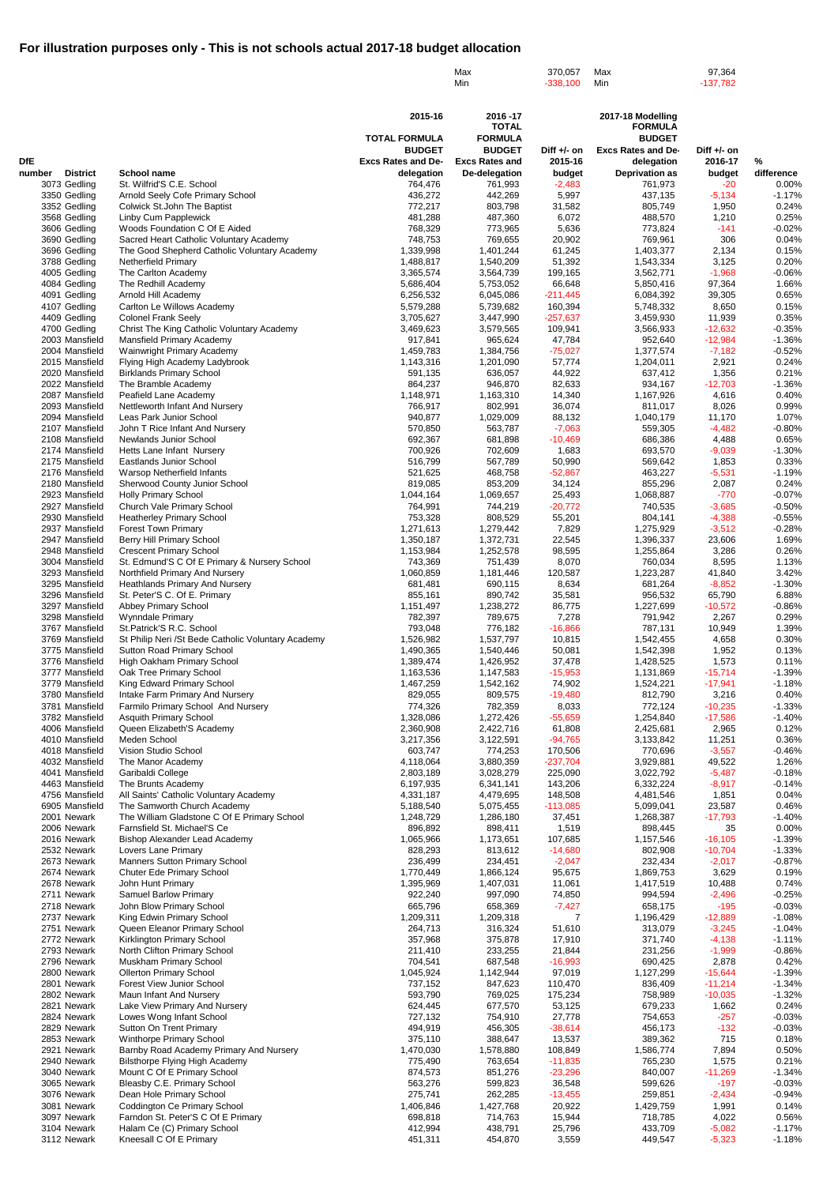# For illustration purposes only - This is not schools actual 2017-18 budget allocation

| | | | Max | 370,057 | Max | 97,364 | |
|---|---|---|---|---|---|---|---|
| | | | Min | -338,100 | Min | -137,782 | |

| DfE number | District | School name | 2015-16 TOTAL FORMULA BUDGET Excs Rates and De-delegation | 2016 -17 TOTAL FORMULA BUDGET Excs Rates and De-delegation | Diff +/- on 2015-16 budget | 2017-18 Modelling FORMULA BUDGET Excs Rates and De-Deprivation as | Diff +/- on 2016-17 budget | % difference |
|---|---|---|---|---|---|---|---|---|
| 3073 | Gedling | St. Wilfrid'S C.E. School | 764,476 | 761,993 | -2,483 | 761,973 | -20 | 0.00% |
| 3350 | Gedling | Arnold Seely Cofe Primary School | 436,272 | 442,269 | 5,997 | 437,135 | -5,134 | -1.17% |
| 3352 | Gedling | Colwick St.John The Baptist | 772,217 | 803,798 | 31,582 | 805,749 | 1,950 | 0.24% |
| 3568 | Gedling | Linby Cum Papplewick | 481,288 | 487,360 | 6,072 | 488,570 | 1,210 | 0.25% |
| 3606 | Gedling | Woods Foundation C Of E Aided | 768,329 | 773,965 | 5,636 | 773,824 | -141 | -0.02% |
| 3690 | Gedling | Sacred Heart Catholic Voluntary Academy | 748,753 | 769,655 | 20,902 | 769,961 | 306 | 0.04% |
| 3696 | Gedling | The Good Shepherd Catholic Voluntary Academy | 1,339,998 | 1,401,244 | 61,245 | 1,403,377 | 2,134 | 0.15% |
| 3788 | Gedling | Netherfield Primary | 1,488,817 | 1,540,209 | 51,392 | 1,543,334 | 3,125 | 0.20% |
| 4005 | Gedling | The Carlton Academy | 3,365,574 | 3,564,739 | 199,165 | 3,562,771 | -1,968 | -0.06% |
| 4084 | Gedling | The Redhill Academy | 5,686,404 | 5,753,052 | 66,648 | 5,850,416 | 97,364 | 1.66% |
| 4091 | Gedling | Arnold Hill Academy | 6,256,532 | 6,045,086 | -211,445 | 6,084,392 | 39,305 | 0.65% |
| 4107 | Gedling | Carlton Le Willows Academy | 5,579,288 | 5,739,682 | 160,394 | 5,748,332 | 8,650 | 0.15% |
| 4409 | Gedling | Colonel Frank Seely | 3,705,627 | 3,447,990 | -257,637 | 3,459,930 | 11,939 | 0.35% |
| 4700 | Gedling | Christ The King Catholic Voluntary Academy | 3,469,623 | 3,579,565 | 109,941 | 3,566,933 | -12,632 | -0.35% |
| 2003 | Mansfield | Mansfield Primary Academy | 917,841 | 965,624 | 47,784 | 952,640 | -12,984 | -1.36% |
| 2004 | Mansfield | Wainwright Primary Academy | 1,459,783 | 1,384,756 | -75,027 | 1,377,574 | -7,182 | -0.52% |
| 2015 | Mansfield | Flying High Academy Ladybrook | 1,143,316 | 1,201,090 | 57,774 | 1,204,011 | 2,921 | 0.24% |
| 2020 | Mansfield | Birklands Primary School | 591,135 | 636,057 | 44,922 | 637,412 | 1,356 | 0.21% |
| 2022 | Mansfield | The Bramble Academy | 864,237 | 946,870 | 82,633 | 934,167 | -12,703 | -1.36% |
| 2087 | Mansfield | Peafield Lane Academy | 1,148,971 | 1,163,310 | 14,340 | 1,167,926 | 4,616 | 0.40% |
| 2093 | Mansfield | Nettleworth Infant And Nursery | 766,917 | 802,991 | 36,074 | 811,017 | 8,026 | 0.99% |
| 2094 | Mansfield | Leas Park Junior School | 940,877 | 1,029,009 | 88,132 | 1,040,179 | 11,170 | 1.07% |
| 2107 | Mansfield | John T Rice Infant And Nursery | 570,850 | 563,787 | -7,063 | 559,305 | -4,482 | -0.80% |
| 2108 | Mansfield | Newlands Junior School | 692,367 | 681,898 | -10,469 | 686,386 | 4,488 | 0.65% |
| 2174 | Mansfield | Hetts Lane Infant Nursery | 700,926 | 702,609 | 1,683 | 693,570 | -9,039 | -1.30% |
| 2175 | Mansfield | Eastlands Junior School | 516,799 | 567,789 | 50,990 | 569,642 | 1,853 | 0.33% |
| 2176 | Mansfield | Warsop Netherfield Infants | 521,625 | 468,758 | -52,867 | 463,227 | -5,531 | -1.19% |
| 2180 | Mansfield | Sherwood County Junior School | 819,085 | 853,209 | 34,124 | 855,296 | 2,087 | 0.24% |
| 2923 | Mansfield | Holly Primary School | 1,044,164 | 1,069,657 | 25,493 | 1,068,887 | -770 | -0.07% |
| 2927 | Mansfield | Church Vale Primary School | 764,991 | 744,219 | -20,772 | 740,535 | -3,685 | -0.50% |
| 2930 | Mansfield | Heatherley Primary School | 753,328 | 808,529 | 55,201 | 804,141 | -4,388 | -0.55% |
| 2937 | Mansfield | Forest Town Primary | 1,271,613 | 1,279,442 | 7,829 | 1,275,929 | -3,512 | -0.28% |
| 2947 | Mansfield | Berry Hill Primary School | 1,350,187 | 1,372,731 | 22,545 | 1,396,337 | 23,606 | 1.69% |
| 2948 | Mansfield | Crescent Primary School | 1,153,984 | 1,252,578 | 98,595 | 1,255,864 | 3,286 | 0.26% |
| 3004 | Mansfield | St. Edmund'S C Of E Primary & Nursery School | 743,369 | 751,439 | 8,070 | 760,034 | 8,595 | 1.13% |
| 3293 | Mansfield | Northfield Primary And Nursery | 1,060,859 | 1,181,446 | 120,587 | 1,223,287 | 41,840 | 3.42% |
| 3295 | Mansfield | Heathlands Primary And Nursery | 681,481 | 690,115 | 8,634 | 681,264 | -8,852 | -1.30% |
| 3296 | Mansfield | St. Peter'S C. Of E. Primary | 855,161 | 890,742 | 35,581 | 956,532 | 65,790 | 6.88% |
| 3297 | Mansfield | Abbey Primary School | 1,151,497 | 1,238,272 | 86,775 | 1,227,699 | -10,572 | -0.86% |
| 3298 | Mansfield | Wynndale Primary | 782,397 | 789,675 | 7,278 | 791,942 | 2,267 | 0.29% |
| 3767 | Mansfield | St.Patrick'S R.C. School | 793,048 | 776,182 | -16,866 | 787,131 | 10,949 | 1.39% |
| 3769 | Mansfield | St Philip Neri /St Bede Catholic Voluntary Academy | 1,526,982 | 1,537,797 | 10,815 | 1,542,455 | 4,658 | 0.30% |
| 3775 | Mansfield | Sutton Road Primary School | 1,490,365 | 1,540,446 | 50,081 | 1,542,398 | 1,952 | 0.13% |
| 3776 | Mansfield | High Oakham Primary School | 1,389,474 | 1,426,952 | 37,478 | 1,428,525 | 1,573 | 0.11% |
| 3777 | Mansfield | Oak Tree Primary School | 1,163,536 | 1,147,583 | -15,953 | 1,131,869 | -15,714 | -1.39% |
| 3779 | Mansfield | King Edward Primary School | 1,467,259 | 1,542,162 | 74,902 | 1,524,221 | -17,941 | -1.18% |
| 3780 | Mansfield | Intake Farm Primary And Nursery | 829,055 | 809,575 | -19,480 | 812,790 | 3,216 | 0.40% |
| 3781 | Mansfield | Farmilo Primary School And Nursery | 774,326 | 782,359 | 8,033 | 772,124 | -10,235 | -1.33% |
| 3782 | Mansfield | Asquith Primary School | 1,328,086 | 1,272,426 | -55,659 | 1,254,840 | -17,586 | -1.40% |
| 4006 | Mansfield | Queen Elizabeth'S Academy | 2,360,908 | 2,422,716 | 61,808 | 2,425,681 | 2,965 | 0.12% |
| 4010 | Mansfield | Meden School | 3,217,356 | 3,122,591 | -94,765 | 3,133,842 | 11,251 | 0.36% |
| 4018 | Mansfield | Vision Studio School | 603,747 | 774,253 | 170,506 | 770,696 | -3,557 | -0.46% |
| 4032 | Mansfield | The Manor Academy | 4,118,064 | 3,880,359 | -237,704 | 3,929,881 | 49,522 | 1.26% |
| 4041 | Mansfield | Garibaldi College | 2,803,189 | 3,028,279 | 225,090 | 3,022,792 | -5,487 | -0.18% |
| 4463 | Mansfield | The Brunts Academy | 6,197,935 | 6,341,141 | 143,206 | 6,332,224 | -8,917 | -0.14% |
| 4756 | Mansfield | All Saints' Catholic Voluntary Academy | 4,331,187 | 4,479,695 | 148,508 | 4,481,546 | 1,851 | 0.04% |
| 6905 | Mansfield | The Samworth Church Academy | 5,188,540 | 5,075,455 | -113,085 | 5,099,041 | 23,587 | 0.46% |
| 2001 | Newark | The William Gladstone C Of E Primary School | 1,248,729 | 1,286,180 | 37,451 | 1,268,387 | -17,793 | -1.40% |
| 2006 | Newark | Farnsfield St. Michael'S Ce | 896,892 | 898,411 | 1,519 | 898,445 | 35 | 0.00% |
| 2016 | Newark | Bishop Alexander Lead Academy | 1,065,966 | 1,173,651 | 107,685 | 1,157,546 | -16,105 | -1.39% |
| 2532 | Newark | Lovers Lane Primary | 828,293 | 813,612 | -14,680 | 802,908 | -10,704 | -1.33% |
| 2673 | Newark | Manners Sutton Primary School | 236,499 | 234,451 | -2,047 | 232,434 | -2,017 | -0.87% |
| 2674 | Newark | Chuter Ede Primary School | 1,770,449 | 1,866,124 | 95,675 | 1,869,753 | 3,629 | 0.19% |
| 2678 | Newark | John Hunt Primary | 1,395,969 | 1,407,031 | 11,061 | 1,417,519 | 10,488 | 0.74% |
| 2711 | Newark | Samuel Barlow Primary | 922,240 | 997,090 | 74,850 | 994,594 | -2,496 | -0.25% |
| 2718 | Newark | John Blow Primary School | 665,796 | 658,369 | -7,427 | 658,175 | -195 | -0.03% |
| 2737 | Newark | King Edwin Primary School | 1,209,311 | 1,209,318 | 7 | 1,196,429 | -12,889 | -1.08% |
| 2751 | Newark | Queen Eleanor Primary School | 264,713 | 316,324 | 51,610 | 313,079 | -3,245 | -1.04% |
| 2772 | Newark | Kirklington Primary School | 357,968 | 375,878 | 17,910 | 371,740 | -4,138 | -1.11% |
| 2793 | Newark | North Clifton Primary School | 211,410 | 233,255 | 21,844 | 231,256 | -1,999 | -0.86% |
| 2796 | Newark | Muskham Primary School | 704,541 | 687,548 | -16,993 | 690,425 | 2,878 | 0.42% |
| 2800 | Newark | Ollerton Primary School | 1,045,924 | 1,142,944 | 97,019 | 1,127,299 | -15,644 | -1.39% |
| 2801 | Newark | Forest View Junior School | 737,152 | 847,623 | 110,470 | 836,409 | -11,214 | -1.34% |
| 2802 | Newark | Maun Infant And Nursery | 593,790 | 769,025 | 175,234 | 758,989 | -10,035 | -1.32% |
| 2821 | Newark | Lake View Primary And Nursery | 624,445 | 677,570 | 53,125 | 679,233 | 1,662 | 0.24% |
| 2824 | Newark | Lowes Wong Infant School | 727,132 | 754,910 | 27,778 | 754,653 | -257 | -0.03% |
| 2829 | Newark | Sutton On Trent Primary | 494,919 | 456,305 | -38,614 | 456,173 | -132 | -0.03% |
| 2853 | Newark | Winthorpe Primary School | 375,110 | 388,647 | 13,537 | 389,362 | 715 | 0.18% |
| 2921 | Newark | Barnby Road Academy Primary And Nursery | 1,470,030 | 1,578,880 | 108,849 | 1,586,774 | 7,894 | 0.50% |
| 2940 | Newark | Bilsthorpe Flying High Academy | 775,490 | 763,654 | -11,835 | 765,230 | 1,575 | 0.21% |
| 3040 | Newark | Mount C Of E Primary School | 874,573 | 851,276 | -23,296 | 840,007 | -11,269 | -1.34% |
| 3065 | Newark | Bleasby C.E. Primary School | 563,276 | 599,823 | 36,548 | 599,626 | -197 | -0.03% |
| 3076 | Newark | Dean Hole Primary School | 275,741 | 262,285 | -13,455 | 259,851 | -2,434 | -0.94% |
| 3081 | Newark | Coddington Ce Primary School | 1,406,846 | 1,427,768 | 20,922 | 1,429,759 | 1,991 | 0.14% |
| 3097 | Newark | Farndon St. Peter'S C Of E Primary | 698,818 | 714,763 | 15,944 | 718,785 | 4,022 | 0.56% |
| 3104 | Newark | Halam Ce (C) Primary School | 412,994 | 438,791 | 25,796 | 433,709 | -5,082 | -1.17% |
| 3112 | Newark | Kneesall C Of E Primary | 451,311 | 454,870 | 3,559 | 449,547 | -5,323 | -1.18% |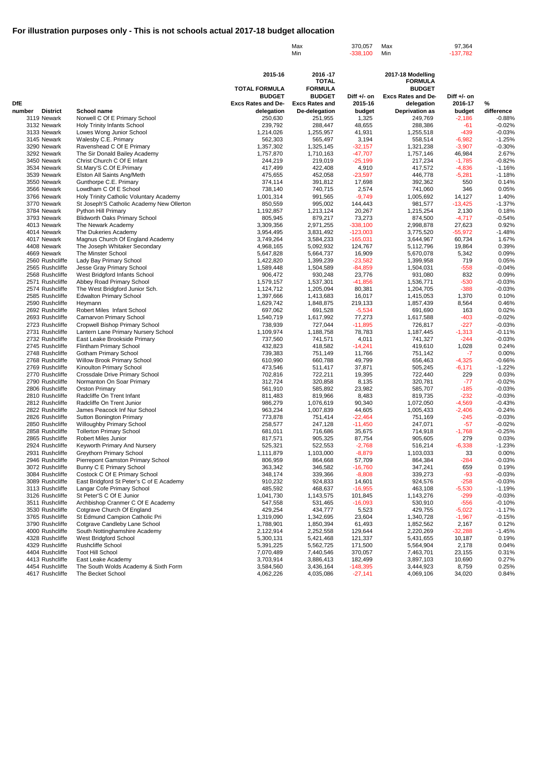# For illustration purposes only - This is not schools actual 2017-18 budget allocation

| | | |
|---|---|---|
| Max | 370,057 | Max | 97,364 |
| Min | -338,100 | Min | -137,782 |

| DfE number | District | School name | 2015-16 TOTAL FORMULA BUDGET Excs Rates and De-delegation | 2016 -17 TOTAL FORMULA BUDGET Excs Rates and De-delegation | Diff +/- on 2015-16 budget | 2017-18 Modelling FORMULA BUDGET Excs Rates and De-delegation Deprivation as | Diff +/- on 2016-17 budget | % difference |
|---|---|---|---|---|---|---|---|---|
| 3119 | Newark | Norwell C Of E Primary School | 250,630 | 251,955 | 1,325 | 249,769 | -2,186 | -0.88% |
| 3132 | Newark | Holy Trinity Infants School | 239,792 | 288,447 | 48,655 | 288,386 | -61 | -0.02% |
| 3133 | Newark | Lowes Wong Junior School | 1,214,026 | 1,255,957 | 41,931 | 1,255,518 | -439 | -0.03% |
| 3145 | Newark | Walesby C.E. Primary | 562,303 | 565,497 | 3,194 | 558,514 | -6,982 | -1.25% |
| 3290 | Newark | Ravenshead C Of E Primary | 1,357,302 | 1,325,145 | -32,157 | 1,321,238 | -3,907 | -0.30% |
| 3292 | Newark | The Sir Donald Bailey Academy | 1,757,870 | 1,710,163 | -47,707 | 1,757,146 | 46,984 | 2.67% |
| 3450 | Newark | Christ Church C Of E Infant | 244,219 | 219,019 | -25,199 | 217,234 | -1,785 | -0.82% |
| 3534 | Newark | St.Mary'S C.Of E.Primary | 417,499 | 422,408 | 4,910 | 417,572 | -4,836 | -1.16% |
| 3539 | Newark | Elston All Saints Ang/Meth | 475,655 | 452,058 | -23,597 | 446,778 | -5,281 | -1.18% |
| 3550 | Newark | Gunthorpe C.E. Primary | 374,114 | 391,812 | 17,698 | 392,362 | 550 | 0.14% |
| 3566 | Newark | Lowdham C Of E School | 738,140 | 740,715 | 2,574 | 741,060 | 346 | 0.05% |
| 3766 | Newark | Holy Trinity Catholic Voluntary Academy | 1,001,314 | 991,565 | -9,749 | 1,005,692 | 14,127 | 1.40% |
| 3770 | Newark | St Joseph'S Catholic Academy New Ollerton | 850,559 | 995,002 | 144,443 | 981,577 | -13,425 | -1.37% |
| 3784 | Newark | Python Hill Primary | 1,192,857 | 1,213,124 | 20,267 | 1,215,254 | 2,130 | 0.18% |
| 3793 | Newark | Blidworth Oaks Primary School | 805,945 | 879,217 | 73,273 | 874,500 | -4,717 | -0.54% |
| 4013 | Newark | The Newark Academy | 3,309,356 | 2,971,255 | -338,100 | 2,998,878 | 27,623 | 0.92% |
| 4014 | Newark | The Dukeries Academy | 3,954,495 | 3,831,492 | -123,003 | 3,775,520 | -55,972 | -1.48% |
| 4017 | Newark | Magnus Church Of England Academy | 3,749,264 | 3,584,233 | -165,031 | 3,644,967 | 60,734 | 1.67% |
| 4408 | Newark | The Joseph Whitaker Secondary | 4,968,165 | 5,092,932 | 124,767 | 5,112,796 | 19,864 | 0.39% |
| 4669 | Newark | The Minster School | 5,647,828 | 5,664,737 | 16,909 | 5,670,078 | 5,342 | 0.09% |
| 2560 | Rushcliffe | Lady Bay Primary School | 1,422,820 | 1,399,239 | -23,582 | 1,399,958 | 719 | 0.05% |
| 2565 | Rushcliffe | Jesse Gray Primary School | 1,589,448 | 1,504,589 | -84,859 | 1,504,031 | -558 | -0.04% |
| 2568 | Rushcliffe | West Bridgford Infants School | 906,472 | 930,248 | 23,776 | 931,080 | 832 | 0.09% |
| 2571 | Rushcliffe | Abbey Road Primary School | 1,579,157 | 1,537,301 | -41,856 | 1,536,771 | -530 | -0.03% |
| 2574 | Rushcliffe | The West Bridgford Junior Sch. | 1,124,712 | 1,205,094 | 80,381 | 1,204,705 | -388 | -0.03% |
| 2585 | Rushcliffe | Edwalton Primary School | 1,397,666 | 1,413,683 | 16,017 | 1,415,053 | 1,370 | 0.10% |
| 2590 | Rushcliffe | Heymann | 1,629,742 | 1,848,875 | 219,133 | 1,857,439 | 8,564 | 0.46% |
| 2692 | Rushcliffe | Robert Miles Infant School | 697,062 | 691,528 | -5,534 | 691,690 | 163 | 0.02% |
| 2693 | Rushcliffe | Carnarvon Primary School | 1,540,719 | 1,617,992 | 77,273 | 1,617,588 | -403 | -0.02% |
| 2723 | Rushcliffe | Cropwell Bishop Primary School | 738,939 | 727,044 | -11,895 | 726,817 | -227 | -0.03% |
| 2731 | Rushcliffe | Lantern Lane Primary Nursery School | 1,109,974 | 1,188,758 | 78,783 | 1,187,445 | -1,313 | -0.11% |
| 2732 | Rushcliffe | East Leake Brookside Primary | 737,560 | 741,571 | 4,011 | 741,327 | -244 | -0.03% |
| 2745 | Rushcliffe | Flintham Primary School | 432,823 | 418,582 | -14,241 | 419,610 | 1,028 | 0.24% |
| 2748 | Rushcliffe | Gotham Primary School | 739,383 | 751,149 | 11,766 | 751,142 | -7 | 0.00% |
| 2768 | Rushcliffe | Willow Brook Primary School | 610,990 | 660,788 | 49,799 | 656,463 | -4,325 | -0.66% |
| 2769 | Rushcliffe | Kinoulton Primary School | 473,546 | 511,417 | 37,871 | 505,245 | -6,171 | -1.22% |
| 2770 | Rushcliffe | Crossdale Drive Primary School | 702,816 | 722,211 | 19,395 | 722,440 | 229 | 0.03% |
| 2790 | Rushcliffe | Normanton On Soar Primary | 312,724 | 320,858 | 8,135 | 320,781 | -77 | -0.02% |
| 2806 | Rushcliffe | Orston Primary | 561,910 | 585,892 | 23,982 | 585,707 | -185 | -0.03% |
| 2810 | Rushcliffe | Radcliffe On Trent Infant | 811,483 | 819,966 | 8,483 | 819,735 | -232 | -0.03% |
| 2812 | Rushcliffe | Radcliffe On Trent Junior | 986,279 | 1,076,619 | 90,340 | 1,072,050 | -4,569 | -0.43% |
| 2822 | Rushcliffe | James Peacock Inf Nur School | 963,234 | 1,007,839 | 44,605 | 1,005,433 | -2,406 | -0.24% |
| 2826 | Rushcliffe | Sutton Bonington Primary | 773,878 | 751,414 | -22,464 | 751,169 | -245 | -0.03% |
| 2850 | Rushcliffe | Willoughby Primary School | 258,577 | 247,128 | -11,450 | 247,071 | -57 | -0.02% |
| 2858 | Rushcliffe | Tollerton Primary School | 681,011 | 716,686 | 35,675 | 714,918 | -1,768 | -0.25% |
| 2865 | Rushcliffe | Robert Miles Junior | 817,571 | 905,325 | 87,754 | 905,605 | 279 | 0.03% |
| 2924 | Rushcliffe | Keyworth Primary And Nursery | 525,321 | 522,553 | -2,768 | 516,214 | -6,338 | -1.23% |
| 2931 | Rushcliffe | Greythorn Primary School | 1,111,879 | 1,103,000 | -8,879 | 1,103,033 | 33 | 0.00% |
| 2946 | Rushcliffe | Pierrepont Gamston Primary School | 806,959 | 864,668 | 57,709 | 864,384 | -284 | -0.03% |
| 3072 | Rushcliffe | Bunny C E Primary School | 363,342 | 346,582 | -16,760 | 347,241 | 659 | 0.19% |
| 3084 | Rushcliffe | Costock C Of E Primary School | 348,174 | 339,366 | -8,808 | 339,273 | -93 | -0.03% |
| 3089 | Rushcliffe | East Bridgford St Peter's C of E Academy | 910,232 | 924,833 | 14,601 | 924,576 | -258 | -0.03% |
| 3113 | Rushcliffe | Langar Cofe Primary School | 485,592 | 468,637 | -16,955 | 463,108 | -5,530 | -1.19% |
| 3126 | Rushcliffe | St Peter'S C Of E Junior | 1,041,730 | 1,143,575 | 101,845 | 1,143,276 | -299 | -0.03% |
| 3511 | Rushcliffe | Archbishop Cranmer C Of E Academy | 547,558 | 531,465 | -16,093 | 530,910 | -556 | -0.10% |
| 3530 | Rushcliffe | Cotgrave Church Of England | 429,254 | 434,777 | 5,523 | 429,755 | -5,022 | -1.17% |
| 3765 | Rushcliffe | St Edmund Campion Catholic Pri | 1,319,090 | 1,342,695 | 23,604 | 1,340,728 | -1,967 | -0.15% |
| 3790 | Rushcliffe | Cotgrave Candleby Lane School | 1,788,901 | 1,850,394 | 61,493 | 1,852,562 | 2,167 | 0.12% |
| 4000 | Rushcliffe | South Nottinghamshire Academy | 2,122,914 | 2,252,558 | 129,644 | 2,220,269 | -32,288 | -1.45% |
| 4328 | Rushcliffe | West Bridgford School | 5,300,131 | 5,421,468 | 121,337 | 5,431,655 | 10,187 | 0.19% |
| 4329 | Rushcliffe | Rushcliffe School | 5,391,225 | 5,562,725 | 171,500 | 5,564,904 | 2,178 | 0.04% |
| 4404 | Rushcliffe | Toot Hill School | 7,070,489 | 7,440,546 | 370,057 | 7,463,701 | 23,155 | 0.31% |
| 4413 | Rushcliffe | East Leake Academy | 3,703,914 | 3,886,413 | 182,499 | 3,897,103 | 10,690 | 0.27% |
| 4454 | Rushcliffe | The South Wolds Academy & Sixth Form | 3,584,560 | 3,436,164 | -148,395 | 3,444,923 | 8,759 | 0.25% |
| 4617 | Rushcliffe | The Becket School | 4,062,226 | 4,035,086 | -27,141 | 4,069,106 | 34,020 | 0.84% |